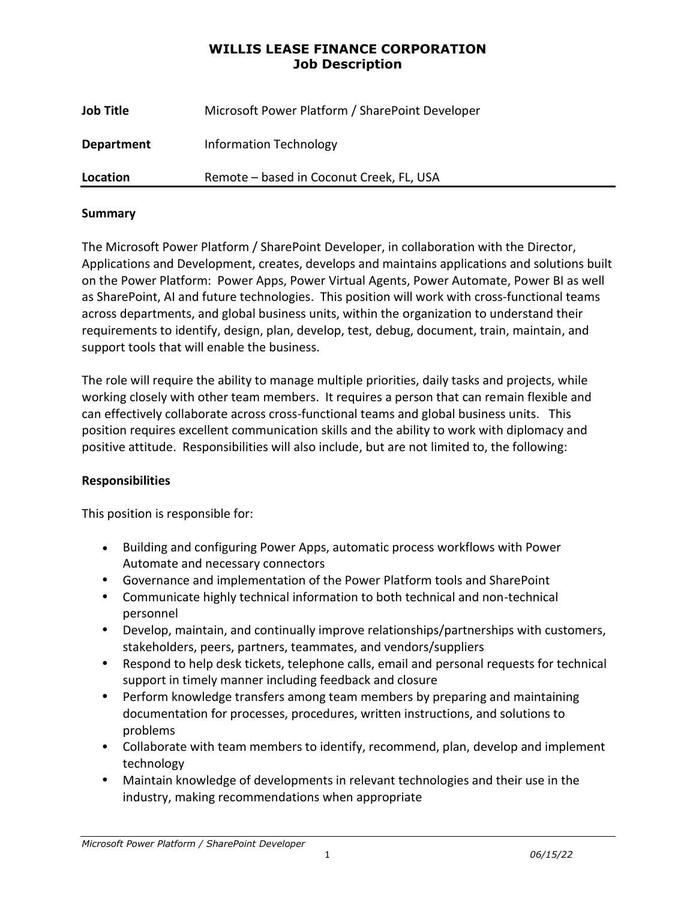# WILLIS LEASE FINANCE CORPORATION
## Job Description

| | |
|---|---|
| **Job Title** | Microsoft Power Platform / SharePoint Developer |
| **Department** | Information Technology |
| **Location** | Remote – based in Coconut Creek, FL, USA |

### Summary

The Microsoft Power Platform / SharePoint Developer, in collaboration with the Director, Applications and Development, creates, develops and maintains applications and solutions built on the Power Platform: Power Apps, Power Virtual Agents, Power Automate, Power BI as well as SharePoint, AI and future technologies. This position will work with cross-functional teams across departments, and global business units, within the organization to understand their requirements to identify, design, plan, develop, test, debug, document, train, maintain, and support tools that will enable the business.

The role will require the ability to manage multiple priorities, daily tasks and projects, while working closely with other team members. It requires a person that can remain flexible and can effectively collaborate across cross-functional teams and global business units. This position requires excellent communication skills and the ability to work with diplomacy and positive attitude. Responsibilities will also include, but are not limited to, the following:

### Responsibilities

This position is responsible for:

- Building and configuring Power Apps, automatic process workflows with Power Automate and necessary connectors
- Governance and implementation of the Power Platform tools and SharePoint
- Communicate highly technical information to both technical and non-technical personnel
- Develop, maintain, and continually improve relationships/partnerships with customers, stakeholders, peers, partners, teammates, and vendors/suppliers
- Respond to help desk tickets, telephone calls, email and personal requests for technical support in timely manner including feedback and closure
- Perform knowledge transfers among team members by preparing and maintaining documentation for processes, procedures, written instructions, and solutions to problems
- Collaborate with team members to identify, recommend, plan, develop and implement technology
- Maintain knowledge of developments in relevant technologies and their use in the industry, making recommendations when appropriate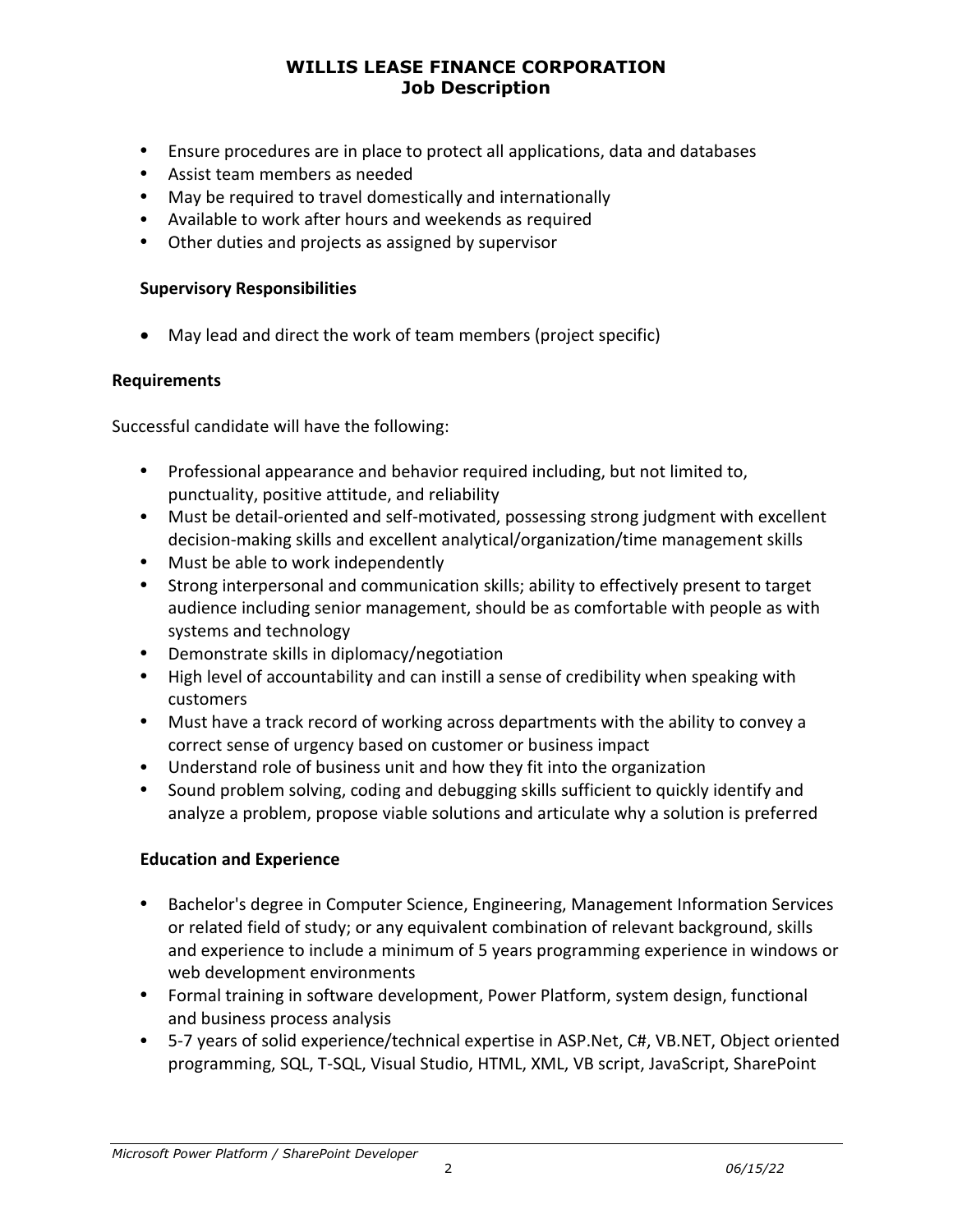- Ensure procedures are in place to protect all applications, data and databases
- Assist team members as needed
- May be required to travel domestically and internationally
- Available to work after hours and weekends as required
- Other duties and projects as assigned by supervisor

**Supervisory Responsibilities**

- May lead and direct the work of team members (project specific)

**Requirements**

Successful candidate will have the following:

- Professional appearance and behavior required including, but not limited to, punctuality, positive attitude, and reliability
- Must be detail-oriented and self-motivated, possessing strong judgment with excellent decision-making skills and excellent analytical/organization/time management skills
- Must be able to work independently
- Strong interpersonal and communication skills; ability to effectively present to target audience including senior management, should be as comfortable with people as with systems and technology
- Demonstrate skills in diplomacy/negotiation
- High level of accountability and can instill a sense of credibility when speaking with customers
- Must have a track record of working across departments with the ability to convey a correct sense of urgency based on customer or business impact
- Understand role of business unit and how they fit into the organization
- Sound problem solving, coding and debugging skills sufficient to quickly identify and analyze a problem, propose viable solutions and articulate why a solution is preferred

**Education and Experience**

- Bachelor's degree in Computer Science, Engineering, Management Information Services or related field of study; or any equivalent combination of relevant background, skills and experience to include a minimum of 5 years programming experience in windows or web development environments
- Formal training in software development, Power Platform, system design, functional and business process analysis
- 5-7 years of solid experience/technical expertise in ASP.Net, C#, VB.NET, Object oriented programming, SQL, T-SQL, Visual Studio, HTML, XML, VB script, JavaScript, SharePoint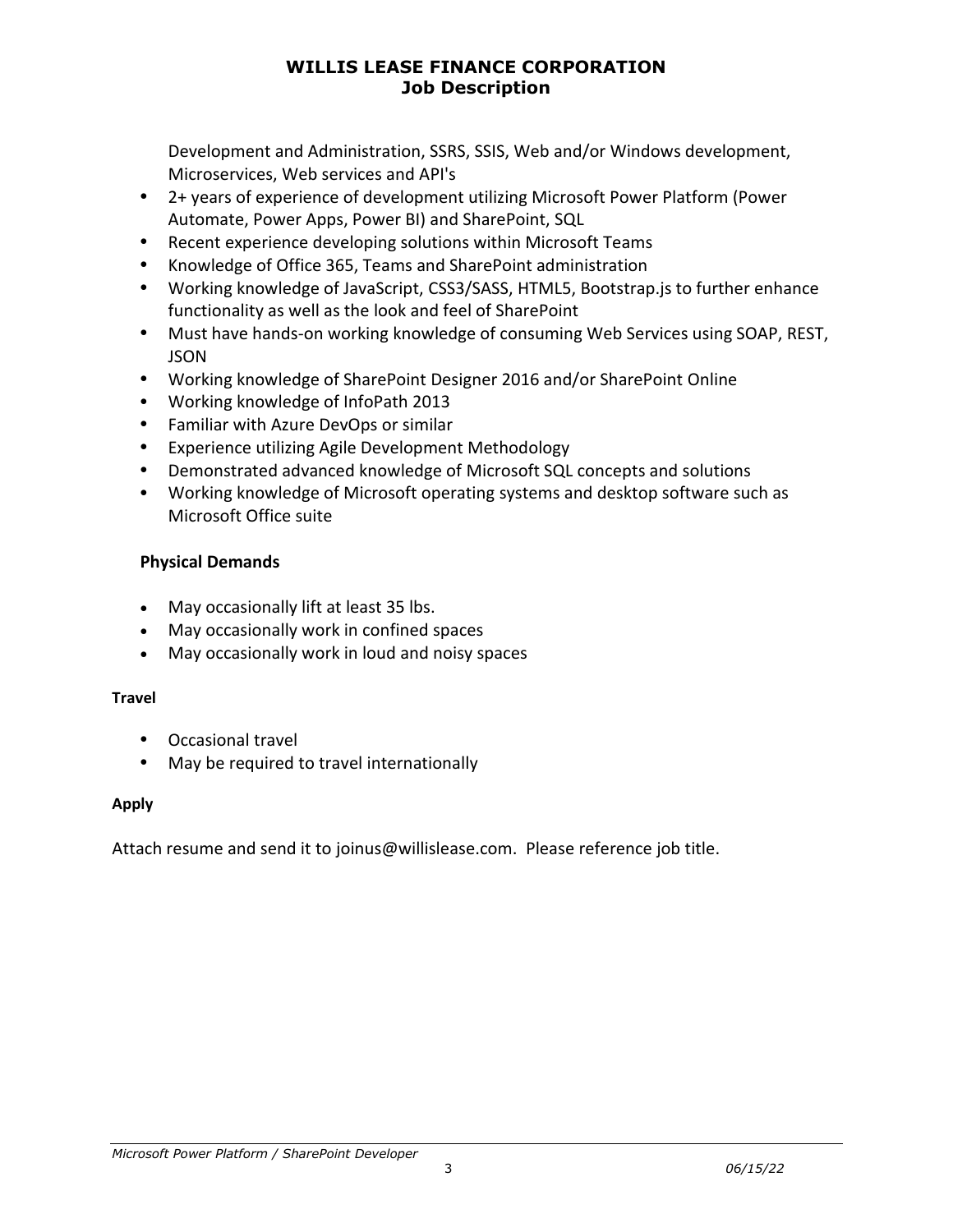Development and Administration, SSRS, SSIS, Web and/or Windows development, Microservices, Web services and API's

- 2+ years of experience of development utilizing Microsoft Power Platform (Power Automate, Power Apps, Power BI) and SharePoint, SQL
- Recent experience developing solutions within Microsoft Teams
- Knowledge of Office 365, Teams and SharePoint administration
- Working knowledge of JavaScript, CSS3/SASS, HTML5, Bootstrap.js to further enhance functionality as well as the look and feel of SharePoint
- Must have hands-on working knowledge of consuming Web Services using SOAP, REST, JSON
- Working knowledge of SharePoint Designer 2016 and/or SharePoint Online
- Working knowledge of InfoPath 2013
- Familiar with Azure DevOps or similar
- Experience utilizing Agile Development Methodology
- Demonstrated advanced knowledge of Microsoft SQL concepts and solutions
- Working knowledge of Microsoft operating systems and desktop software such as Microsoft Office suite

**Physical Demands**

- May occasionally lift at least 35 lbs.
- May occasionally work in confined spaces
- May occasionally work in loud and noisy spaces

**Travel**

- Occasional travel
- May be required to travel internationally

**Apply**

Attach resume and send it to joinus@willislease.com. Please reference job title.